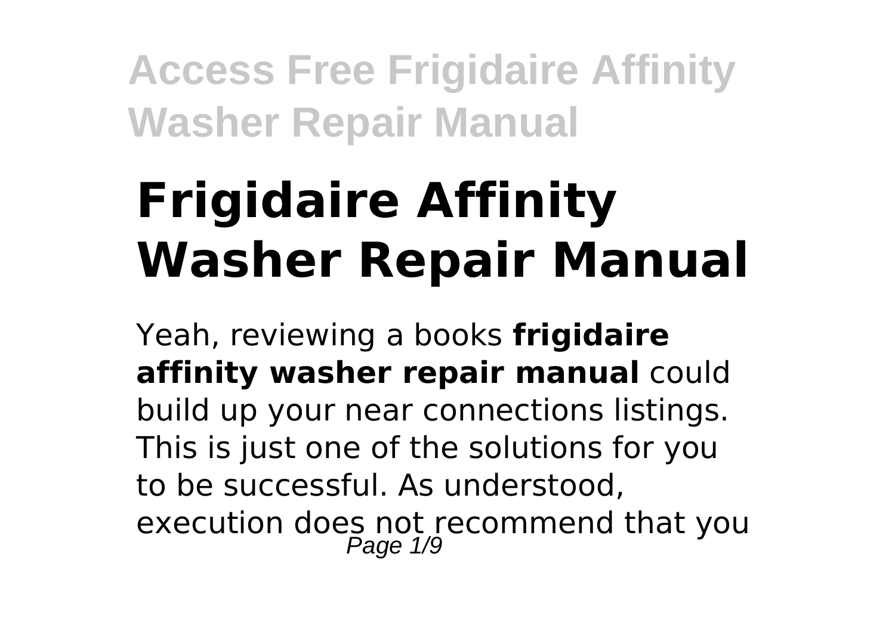# Frigidaire Affinity Washer Repair Manual

Yeah, reviewing a books **frigidaire affinity washer repair manual** could build up your near connections listings. This is just one of the solutions for you to be successful. As understood, execution does not recommend that you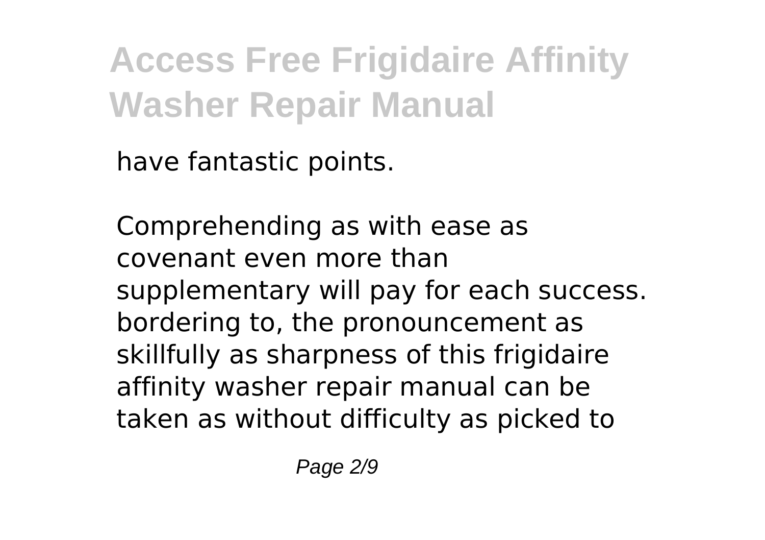have fantastic points.

Comprehending as with ease as covenant even more than supplementary will pay for each success. bordering to, the pronouncement as skillfully as sharpness of this frigidaire affinity washer repair manual can be taken as without difficulty as picked to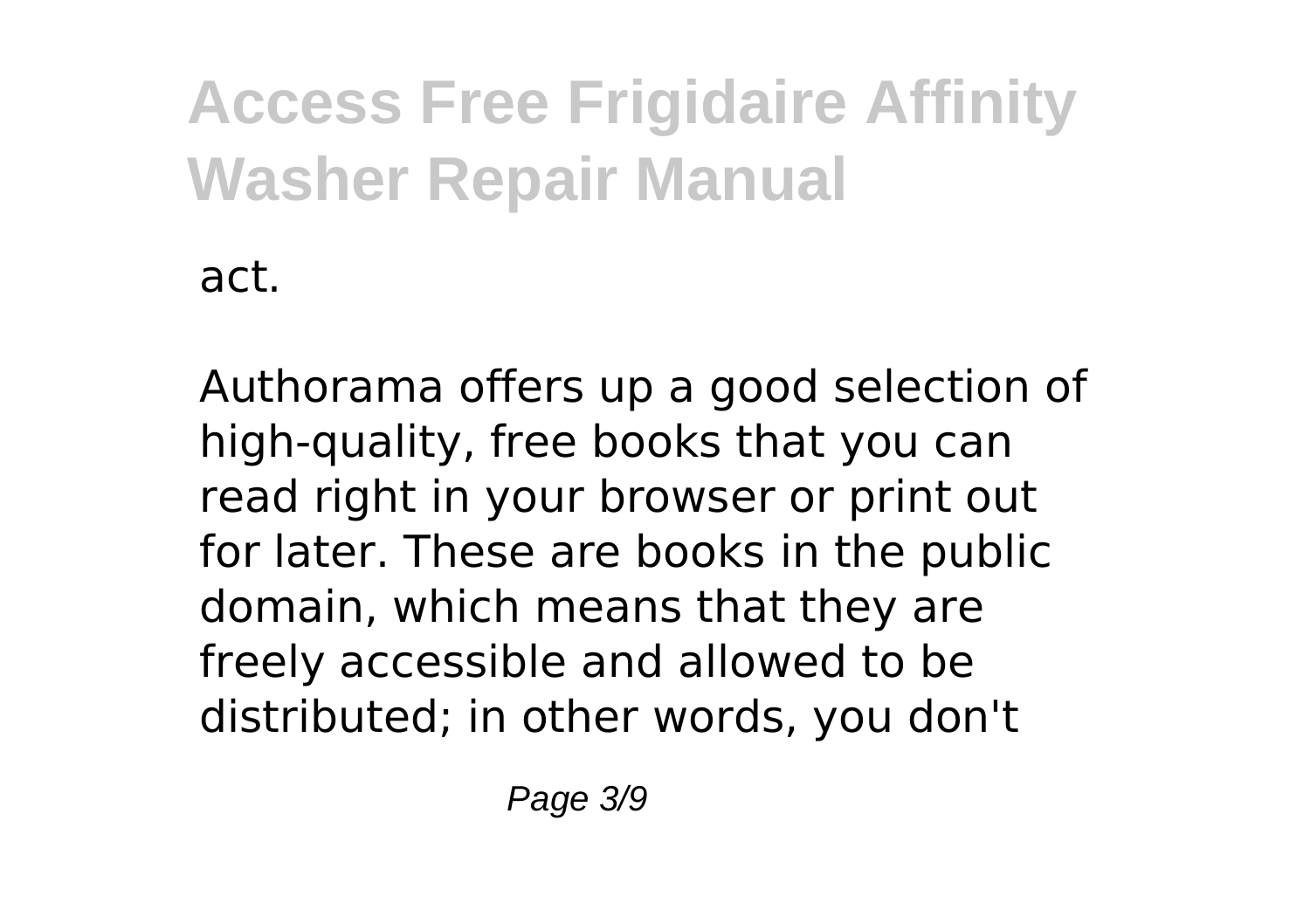act.

Authorama offers up a good selection of high-quality, free books that you can read right in your browser or print out for later. These are books in the public domain, which means that they are freely accessible and allowed to be distributed; in other words, you don't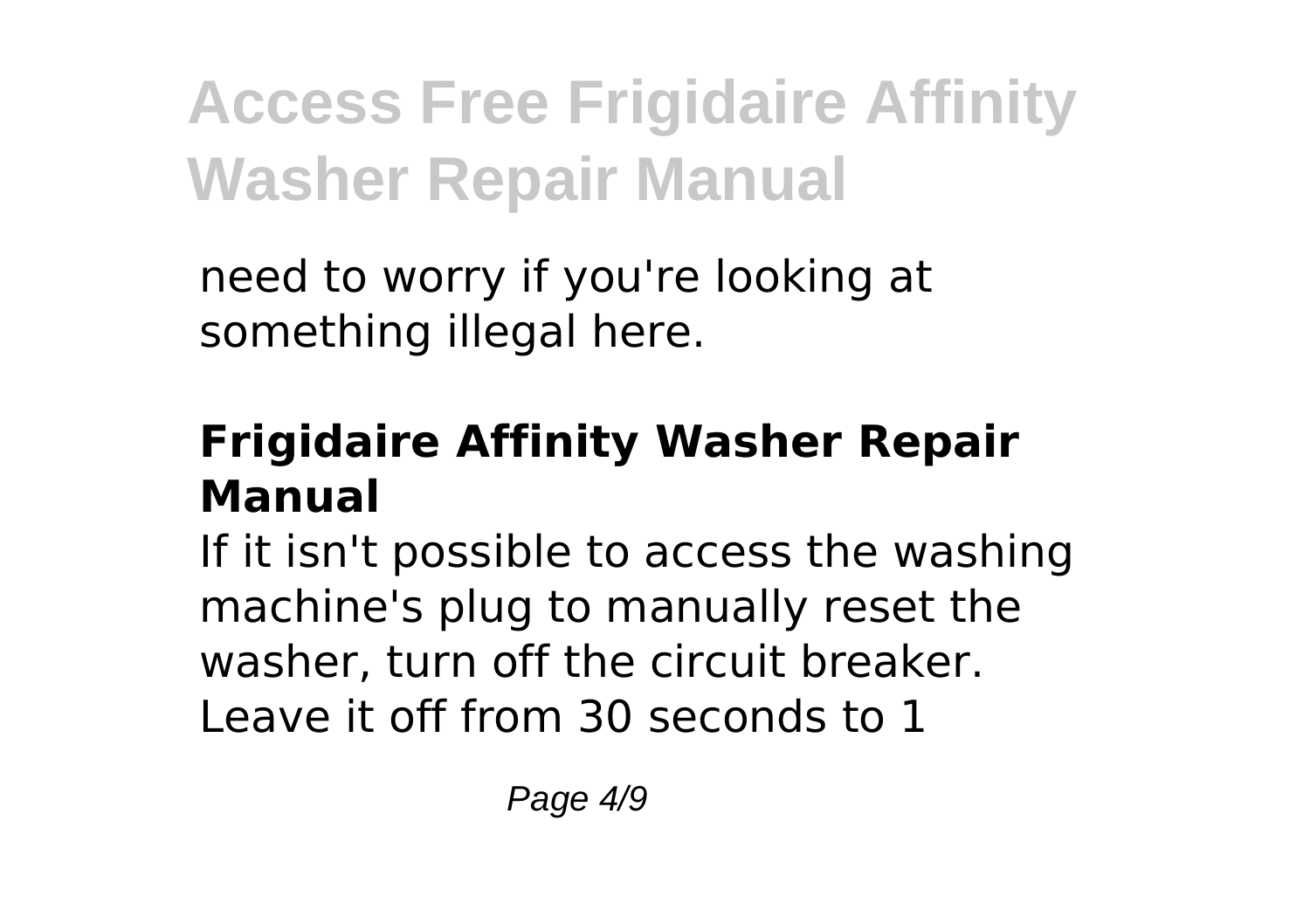need to worry if you're looking at something illegal here.

## Frigidaire Affinity Washer Repair Manual

If it isn't possible to access the washing machine's plug to manually reset the washer, turn off the circuit breaker. Leave it off from 30 seconds to 1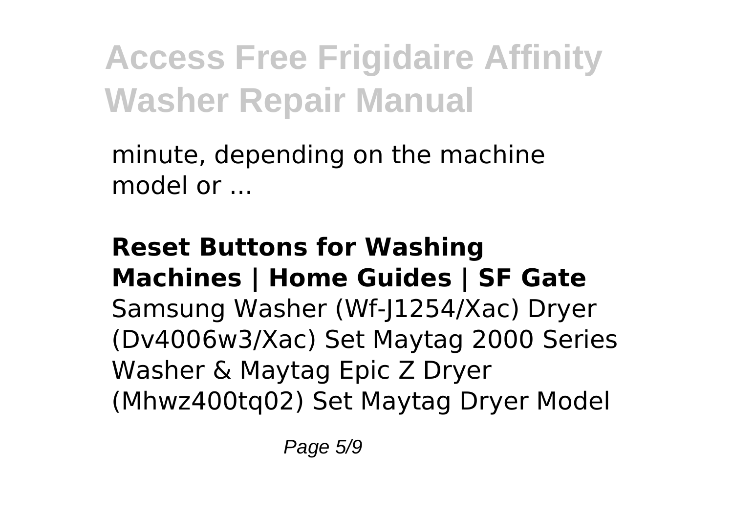minute, depending on the machine model or ...

**Reset Buttons for Washing Machines | Home Guides | SF Gate**

Samsung Washer (Wf-J1254/Xac) Dryer (Dv4006w3/Xac) Set Maytag 2000 Series Washer & Maytag Epic Z Dryer (Mhwz400tq02) Set Maytag Dryer Model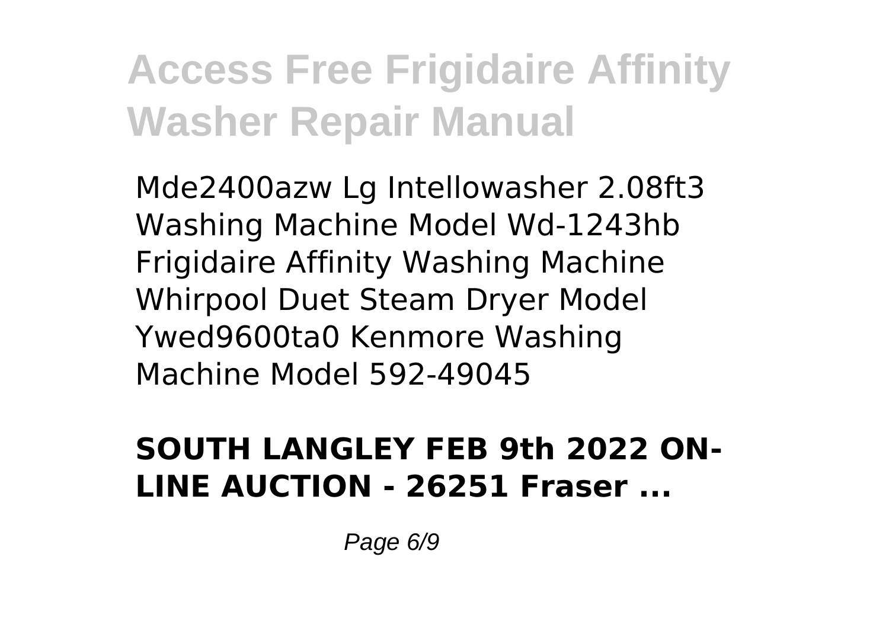Mde2400azw Lg Intellowasher 2.08ft3 Washing Machine Model Wd-1243hb Frigidaire Affinity Washing Machine Whirpool Duet Steam Dryer Model Ywed9600ta0 Kenmore Washing Machine Model 592-49045

**SOUTH LANGLEY FEB 9th 2022 ON-LINE AUCTION - 26251 Fraser ...**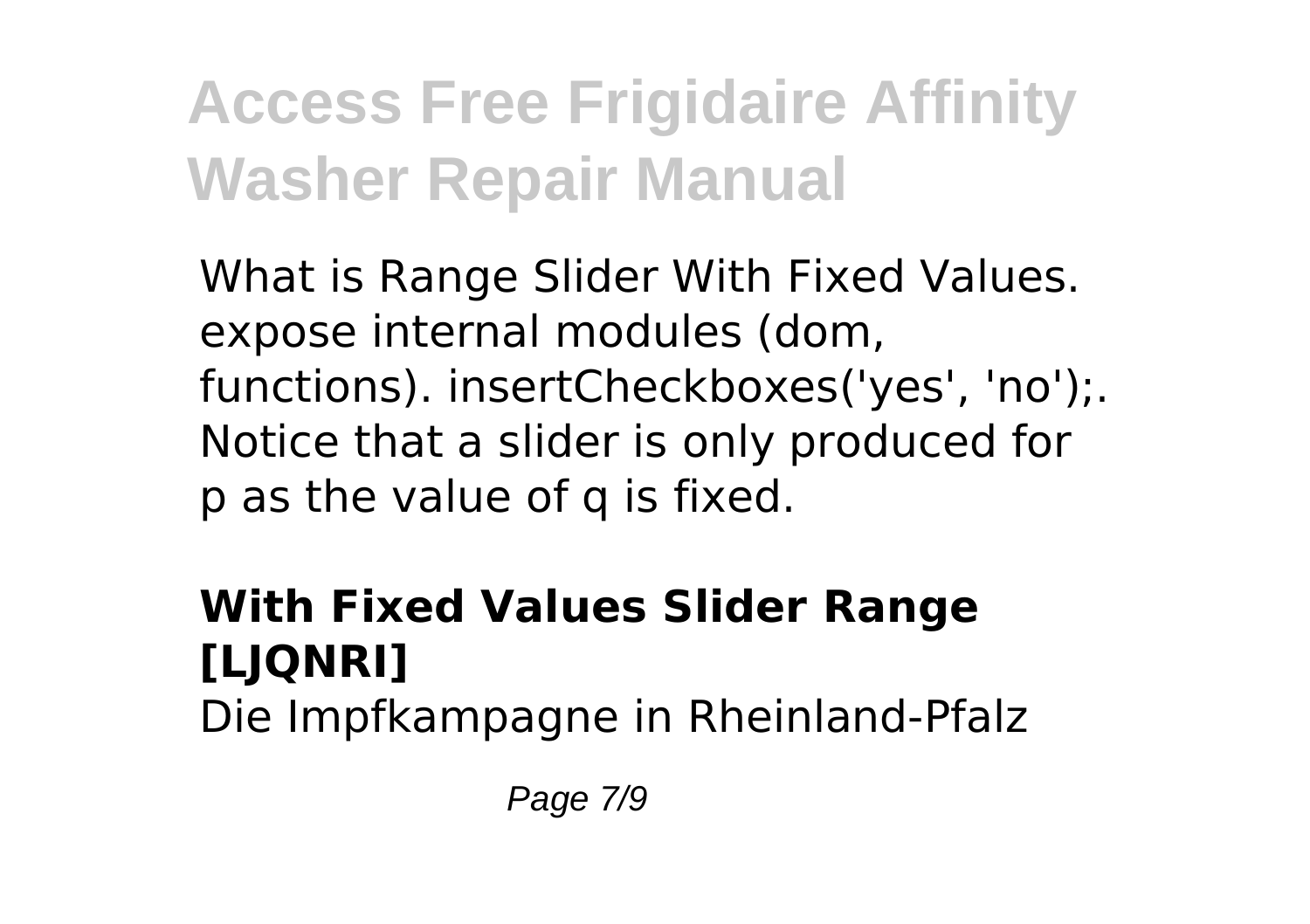What is Range Slider With Fixed Values. expose internal modules (dom, functions). insertCheckboxes('yes', 'no');. Notice that a slider is only produced for p as the value of q is fixed.

### With Fixed Values Slider Range [LJQNRI]

Die Impfkampagne in Rheinland-Pfalz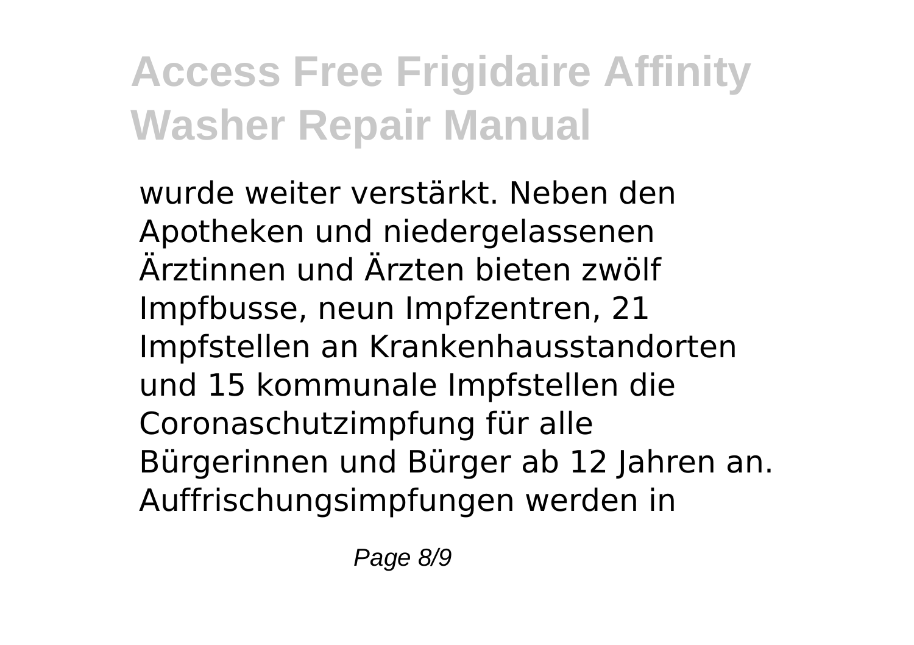wurde weiter verstärkt. Neben den Apotheken und niedergelassenen Ärztinnen und Ärzten bieten zwölf Impfbusse, neun Impfzentren, 21 Impfstellen an Krankenhausstandorten und 15 kommunale Impfstellen die Coronaschutzimpfung für alle Bürgerinnen und Bürger ab 12 Jahren an. Auffrischungsimpfungen werden in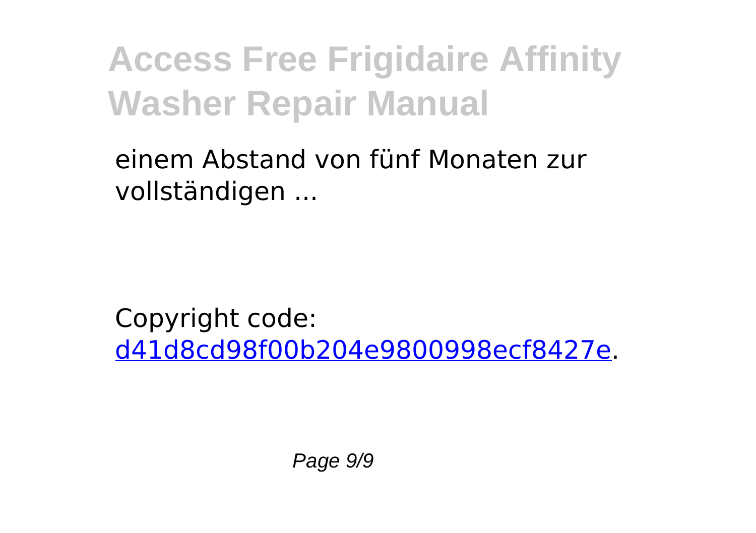einem Abstand von fünf Monaten zur vollständigen ...

Copyright code: [d41d8cd98f00b204e9800998ecf8427e](d41d8cd98f00b204e9800998ecf8427e).